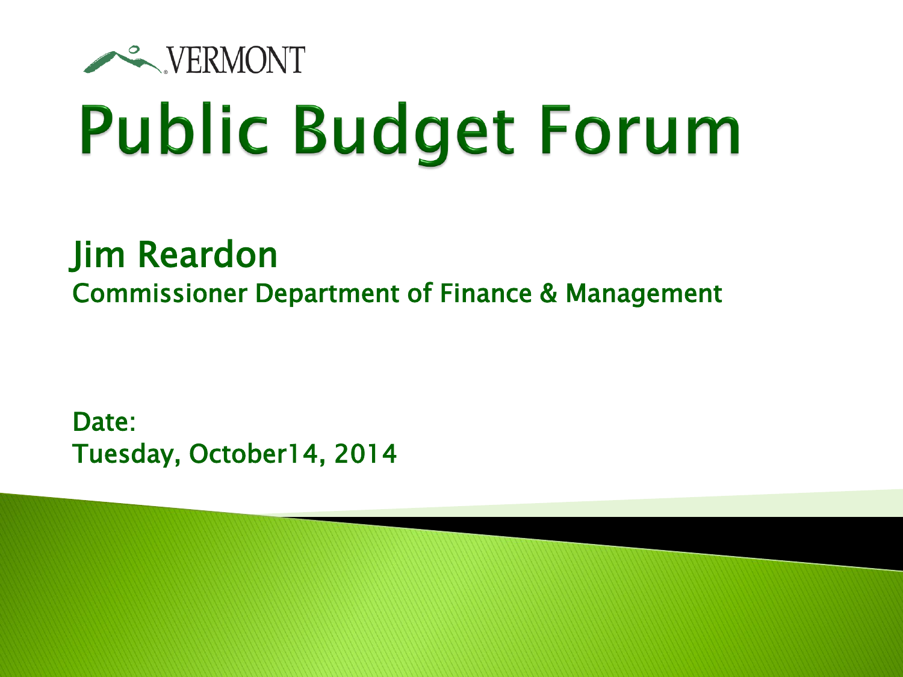VERMONT

# Public Budget Forum

## Jim Reardon

Commissioner Department of Finance & Management

Date:
Tuesday, October14, 2014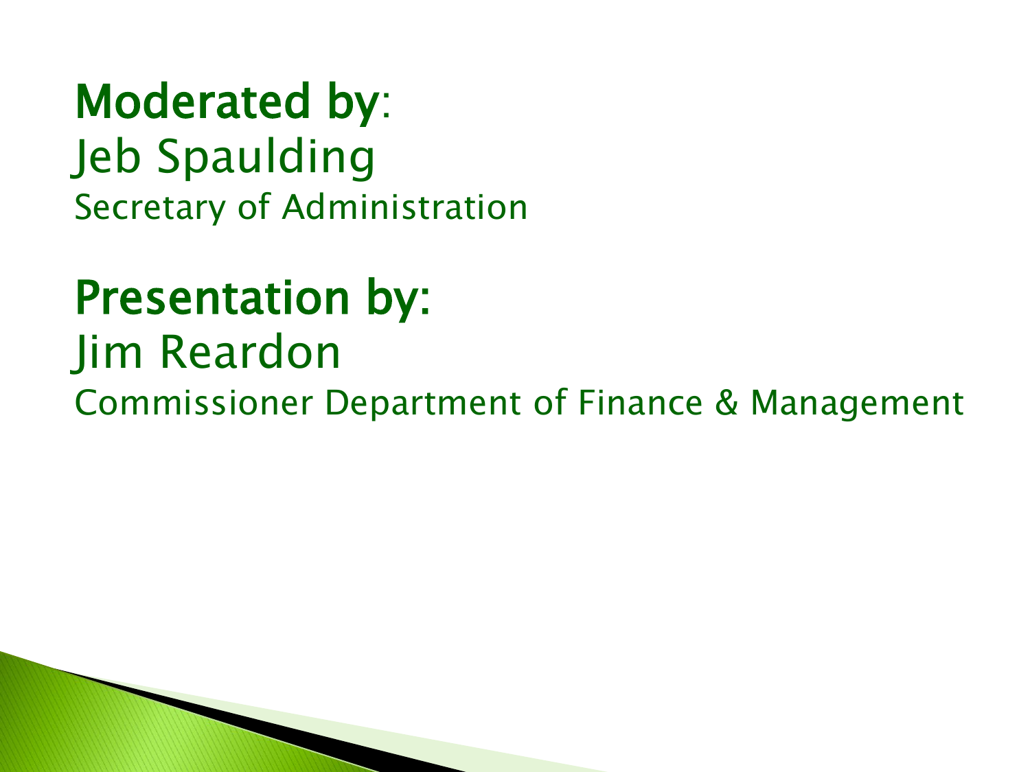**Moderated by**:
Jeb Spaulding
Secretary of Administration

**Presentation by:**
Jim Reardon
Commissioner Department of Finance & Management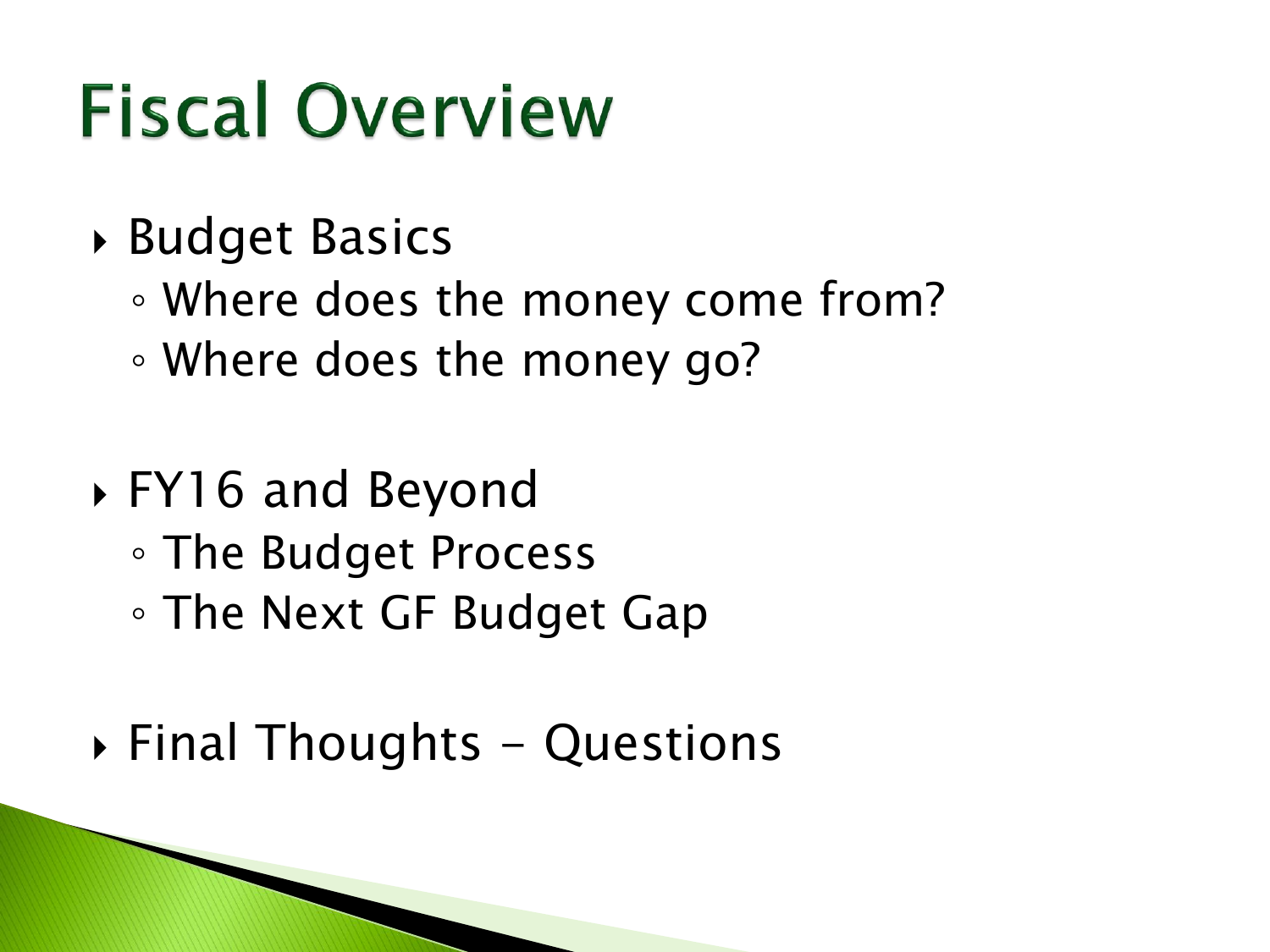# Fiscal Overview

- Budget Basics
  - Where does the money come from?
  - Where does the money go?

- FY16 and Beyond
  - The Budget Process
  - The Next GF Budget Gap

- Final Thoughts - Questions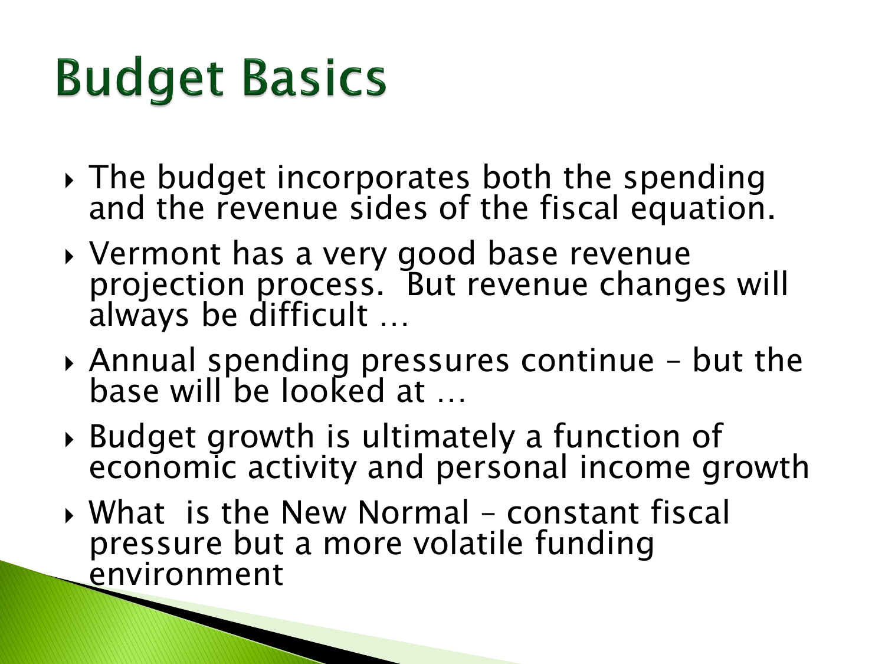# Budget Basics

- The budget incorporates both the spending and the revenue sides of the fiscal equation.
- Vermont has a very good base revenue projection process.  But revenue changes will always be difficult …
- Annual spending pressures continue – but the base will be looked at …
- Budget growth is ultimately a function of economic activity and personal income growth
- What  is the New Normal – constant fiscal pressure but a more volatile funding environment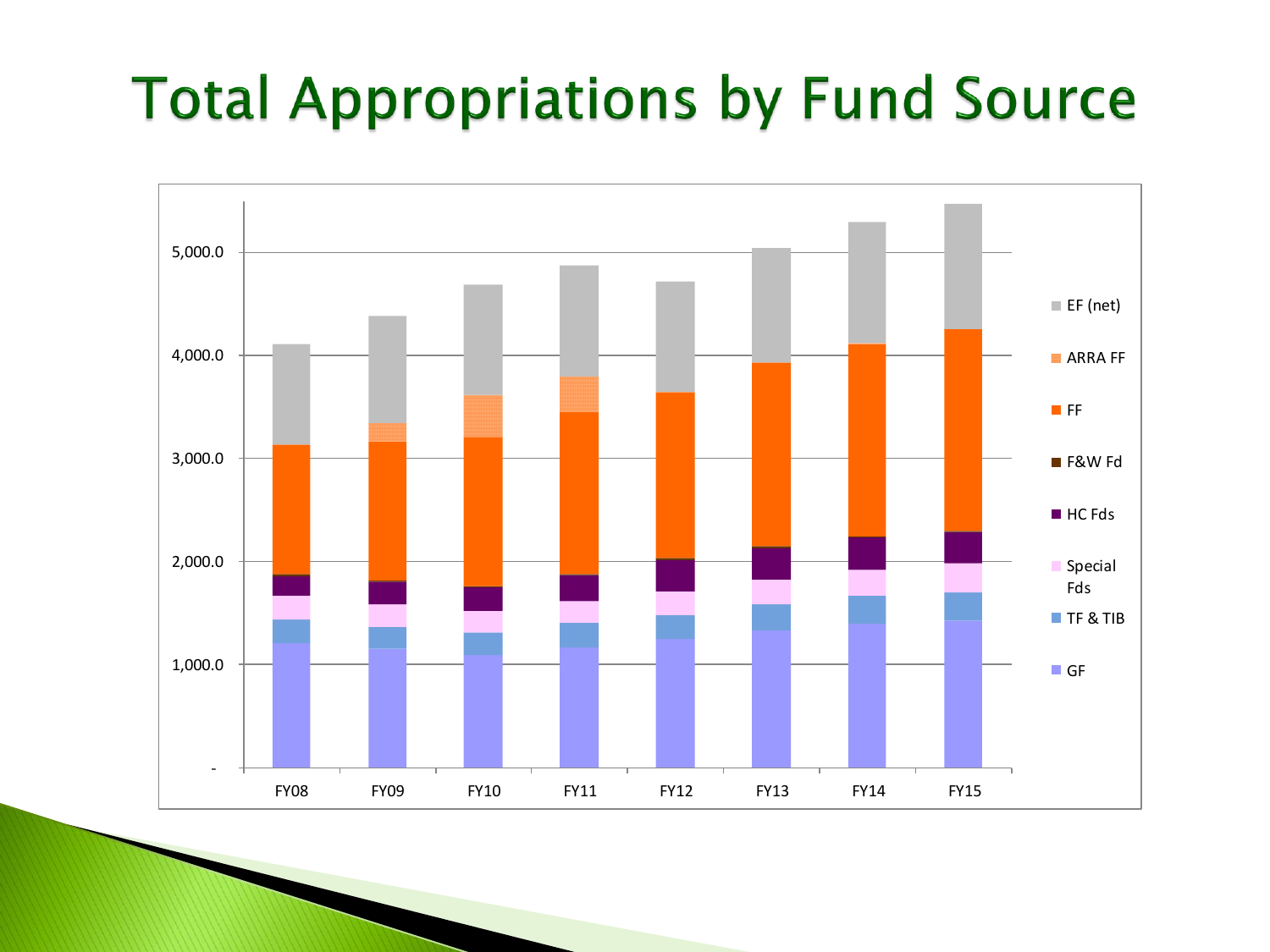# Total Appropriations by Fund Source

5,000.0
4,000.0
3,000.0
2,000.0
1,000.0
-

FY08 FY09 FY10 FY11 FY12 FY13 FY14 FY15

- EF (net)
- ARRA FF
- FF
- F&W Fd
- HC Fds
- Special Fds
- TF & TIB
- GF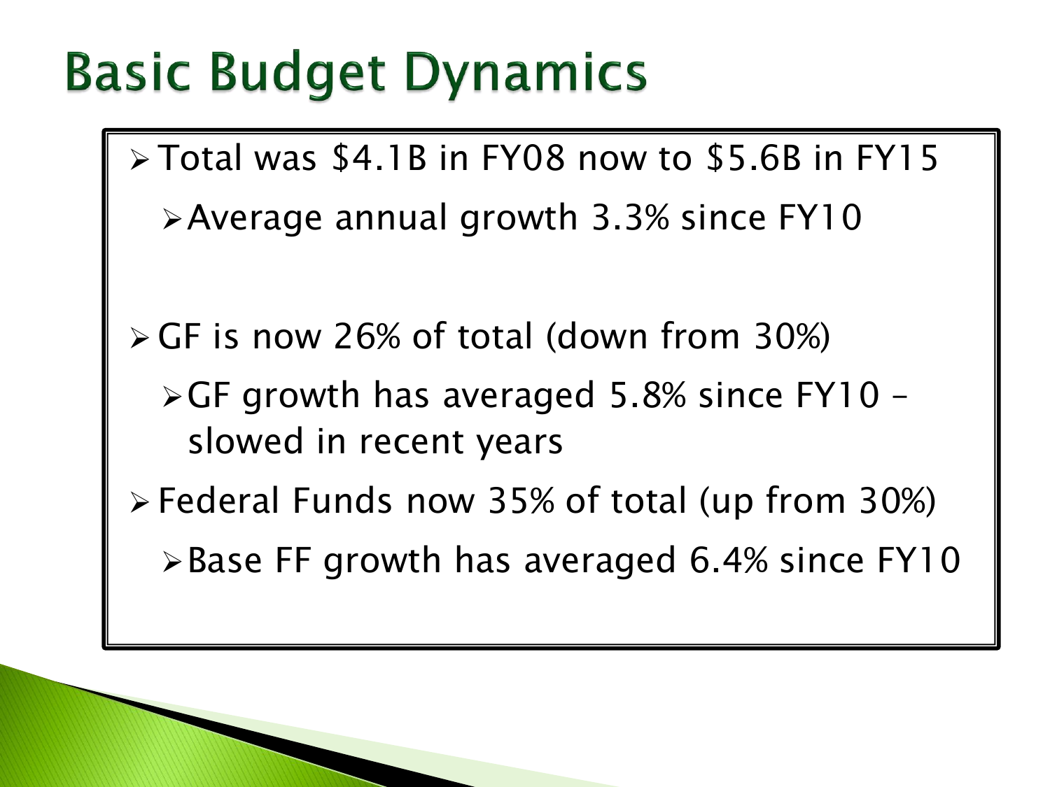# Basic Budget Dynamics

- Total was $4.1B in FY08 now to $5.6B in FY15
  - Average annual growth 3.3% since FY10
- GF is now 26% of total (down from 30%)
  - GF growth has averaged 5.8% since FY10 – slowed in recent years
- Federal Funds now 35% of total (up from 30%)
  - Base FF growth has averaged 6.4% since FY10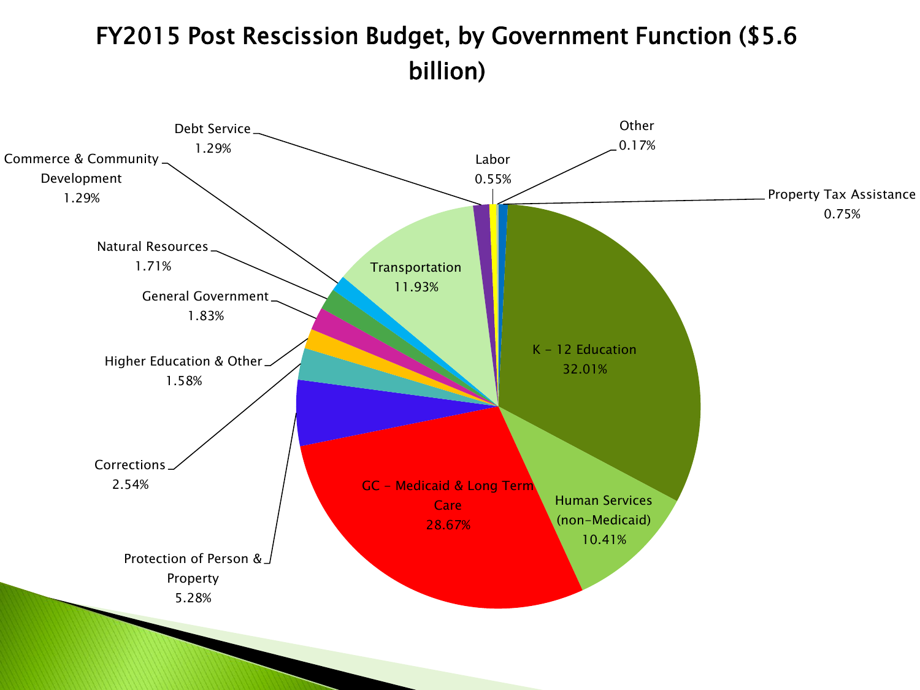# FY2015 Post Rescission Budget, by Government Function ($5.6 billion)

| Government Function | Percentage |
| --- | --- |
| K – 12 Education | 32.01% |
| GC – Medicaid & Long Term Care | 28.67% |
| Transportation | 11.93% |
| Human Services (non-Medicaid) | 10.41% |
| Protection of Person & Property | 5.28% |
| Corrections | 2.54% |
| General Government | 1.83% |
| Natural Resources | 1.71% |
| Higher Education & Other | 1.58% |
| Commerce & Community Development | 1.29% |
| Debt Service | 1.29% |
| Property Tax Assistance | 0.75% |
| Labor | 0.55% |
| Other | 0.17% |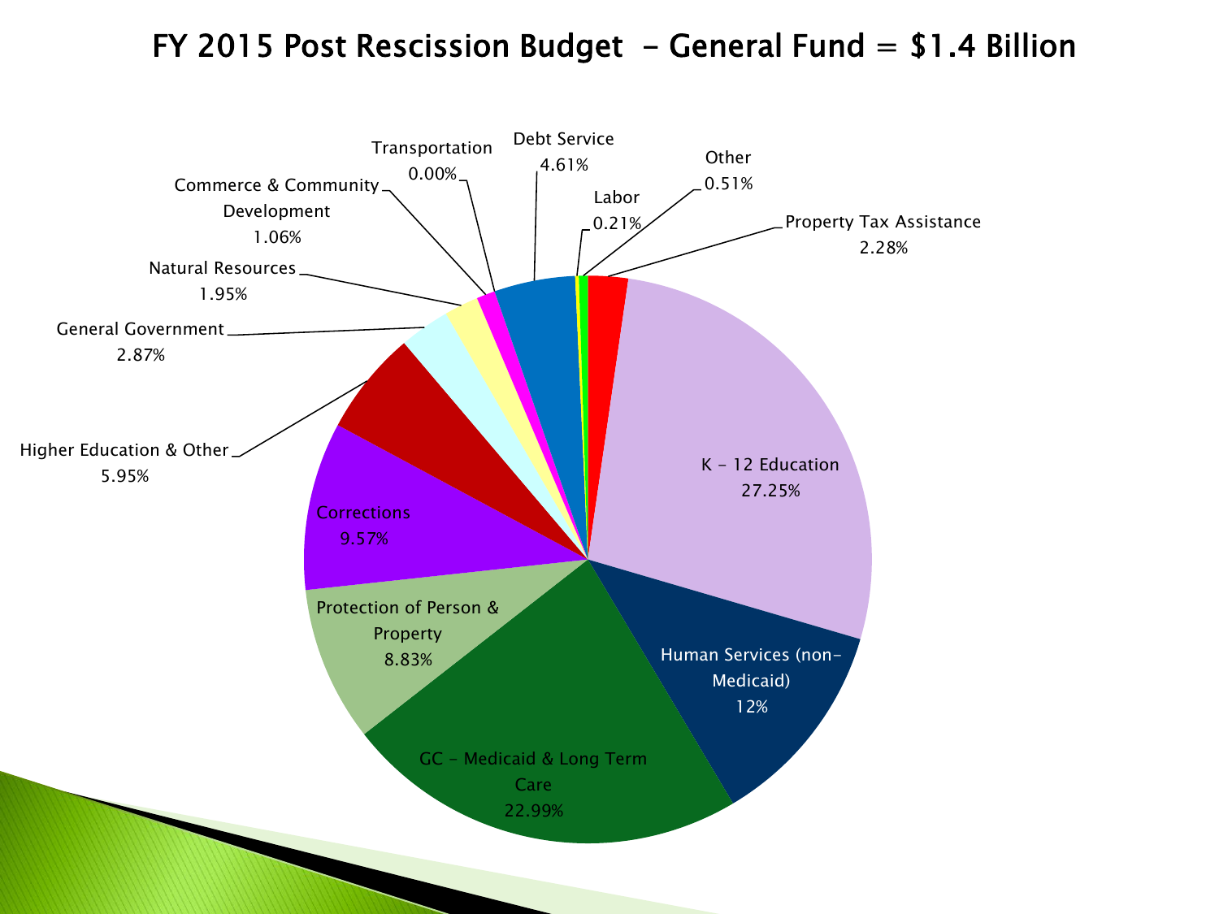# FY 2015 Post Rescission Budget – General Fund = $1.4 Billion

| Category | Percentage |
| --- | --- |
| K – 12 Education | 27.25% |
| GC – Medicaid & Long Term Care | 22.99% |
| Human Services (non-Medicaid) | 12% |
| Corrections | 9.57% |
| Protection of Person & Property | 8.83% |
| Higher Education & Other | 5.95% |
| Debt Service | 4.61% |
| General Government | 2.87% |
| Property Tax Assistance | 2.28% |
| Natural Resources | 1.95% |
| Commerce & Community Development | 1.06% |
| Other | 0.51% |
| Labor | 0.21% |
| Transportation | 0.00% |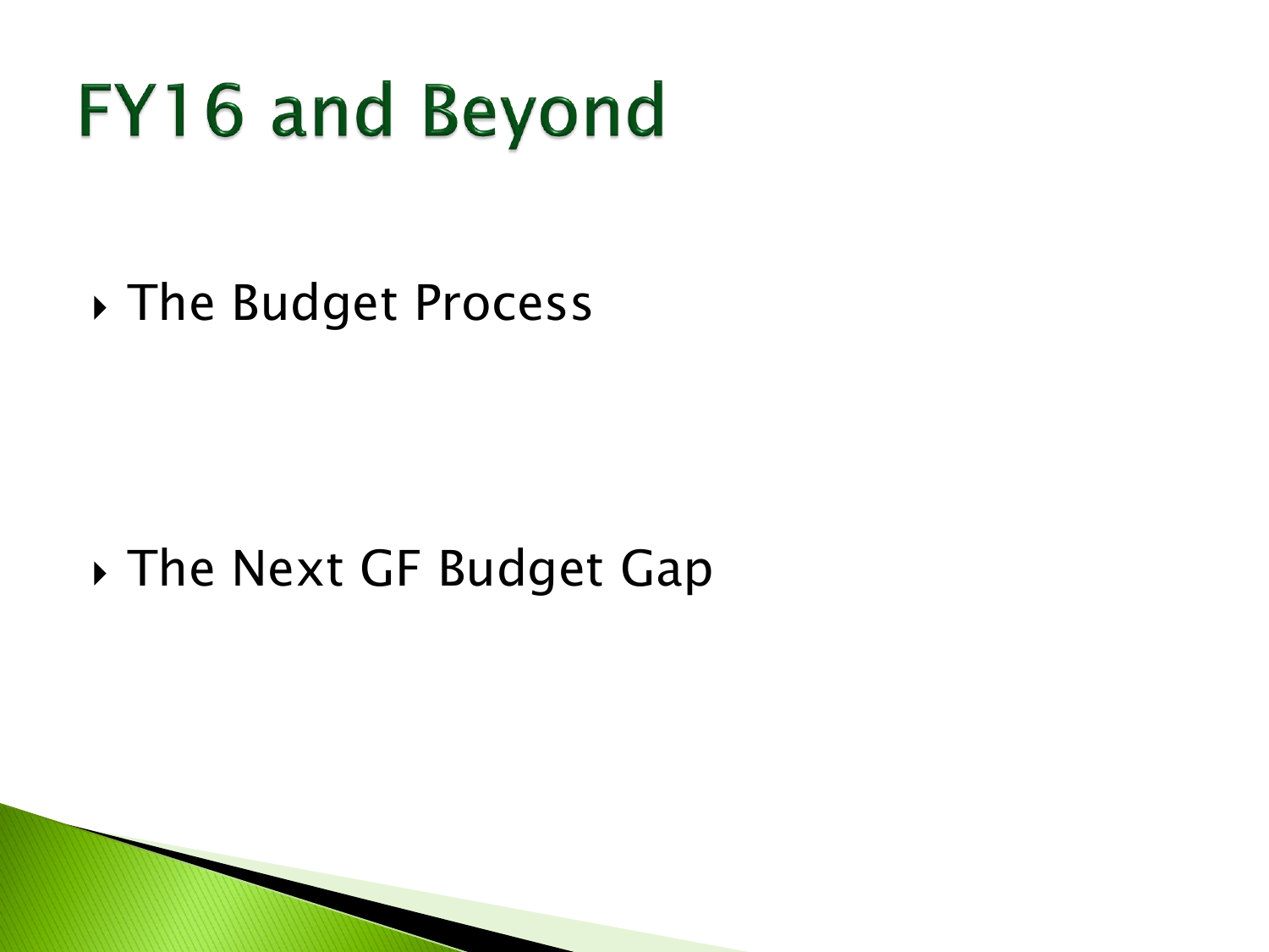# FY16 and Beyond

- The Budget Process

- The Next GF Budget Gap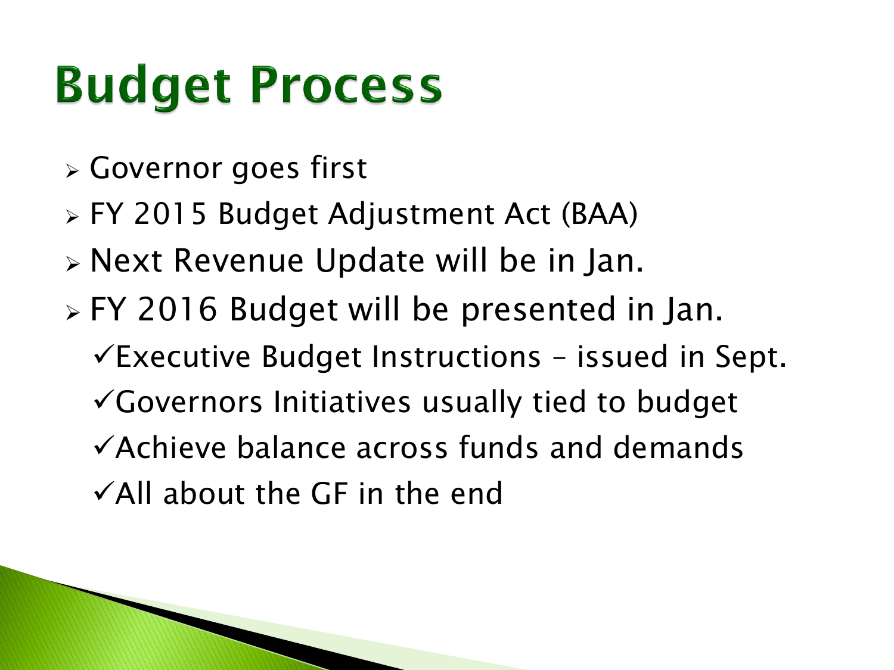# Budget Process

- Governor goes first
- FY 2015 Budget Adjustment Act (BAA)
- Next Revenue Update will be in Jan.
- FY 2016 Budget will be presented in Jan.
  - ✓Executive Budget Instructions – issued in Sept.
  - ✓Governors Initiatives usually tied to budget
  - ✓Achieve balance across funds and demands
  - ✓All about the GF in the end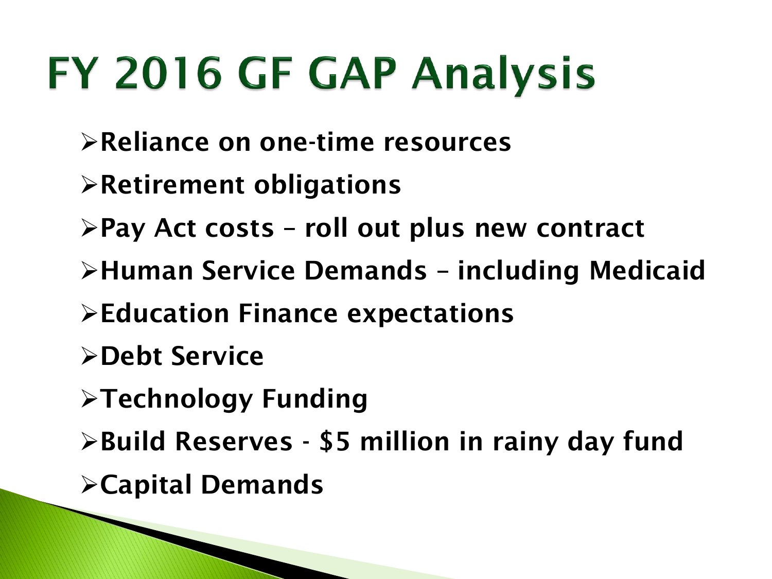# FY 2016 GF GAP Analysis

- **Reliance on one-time resources**
- **Retirement obligations**
- **Pay Act costs – roll out plus new contract**
- **Human Service Demands – including Medicaid**
- **Education Finance expectations**
- **Debt Service**
- **Technology Funding**
- **Build Reserves - $5 million in rainy day fund**
- **Capital Demands**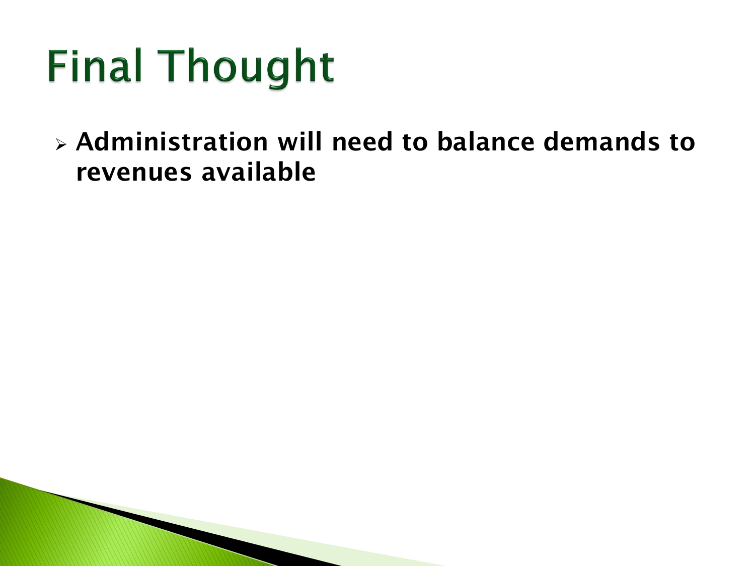# Final Thought

- **Administration will need to balance demands to revenues available**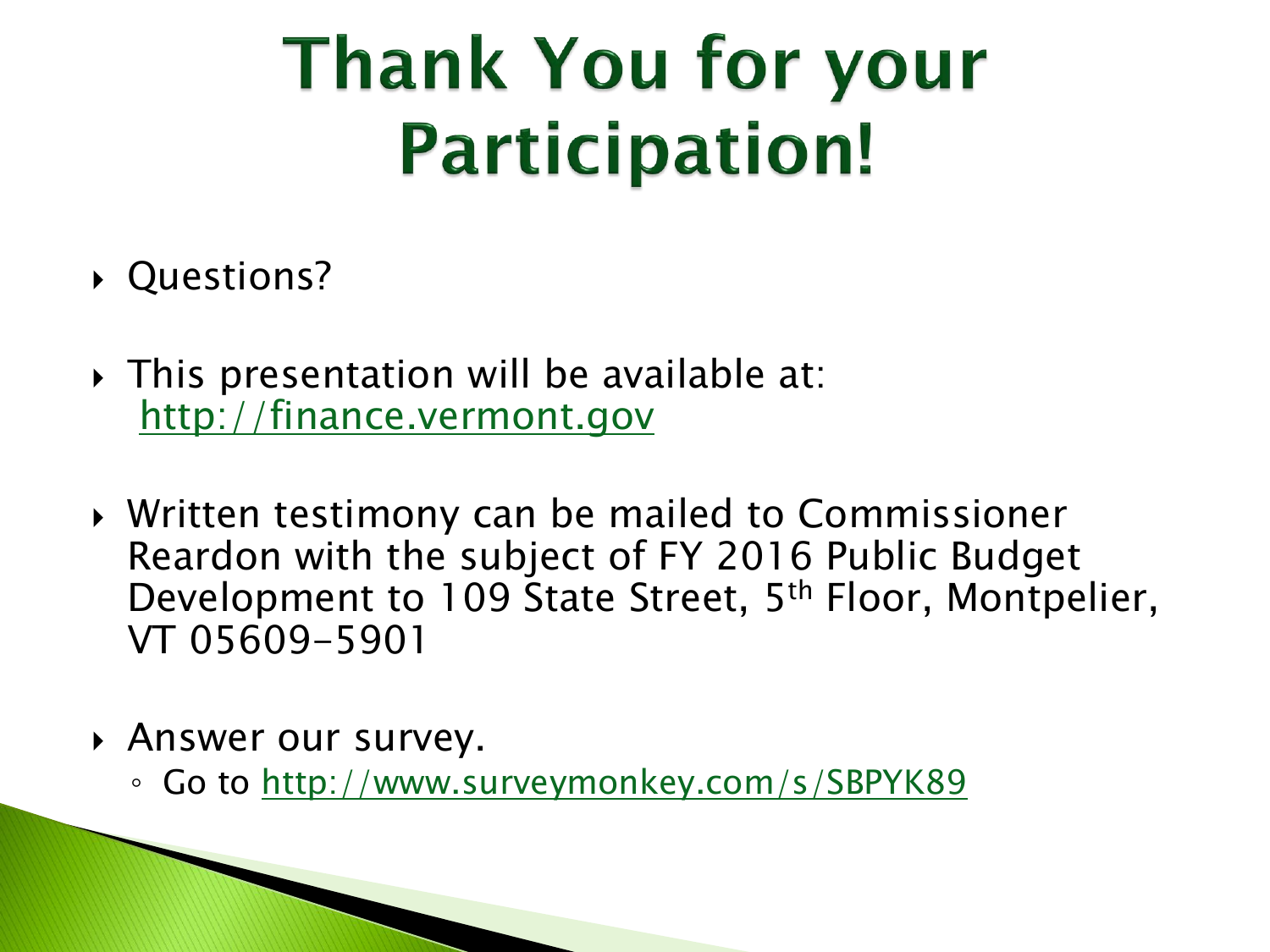# Thank You for your Participation!

- Questions?
- This presentation will be available at: http://finance.vermont.gov
- Written testimony can be mailed to Commissioner Reardon with the subject of FY 2016 Public Budget Development to 109 State Street, 5th Floor, Montpelier, VT 05609-5901
- Answer our survey.
  - Go to http://www.surveymonkey.com/s/SBPYK89